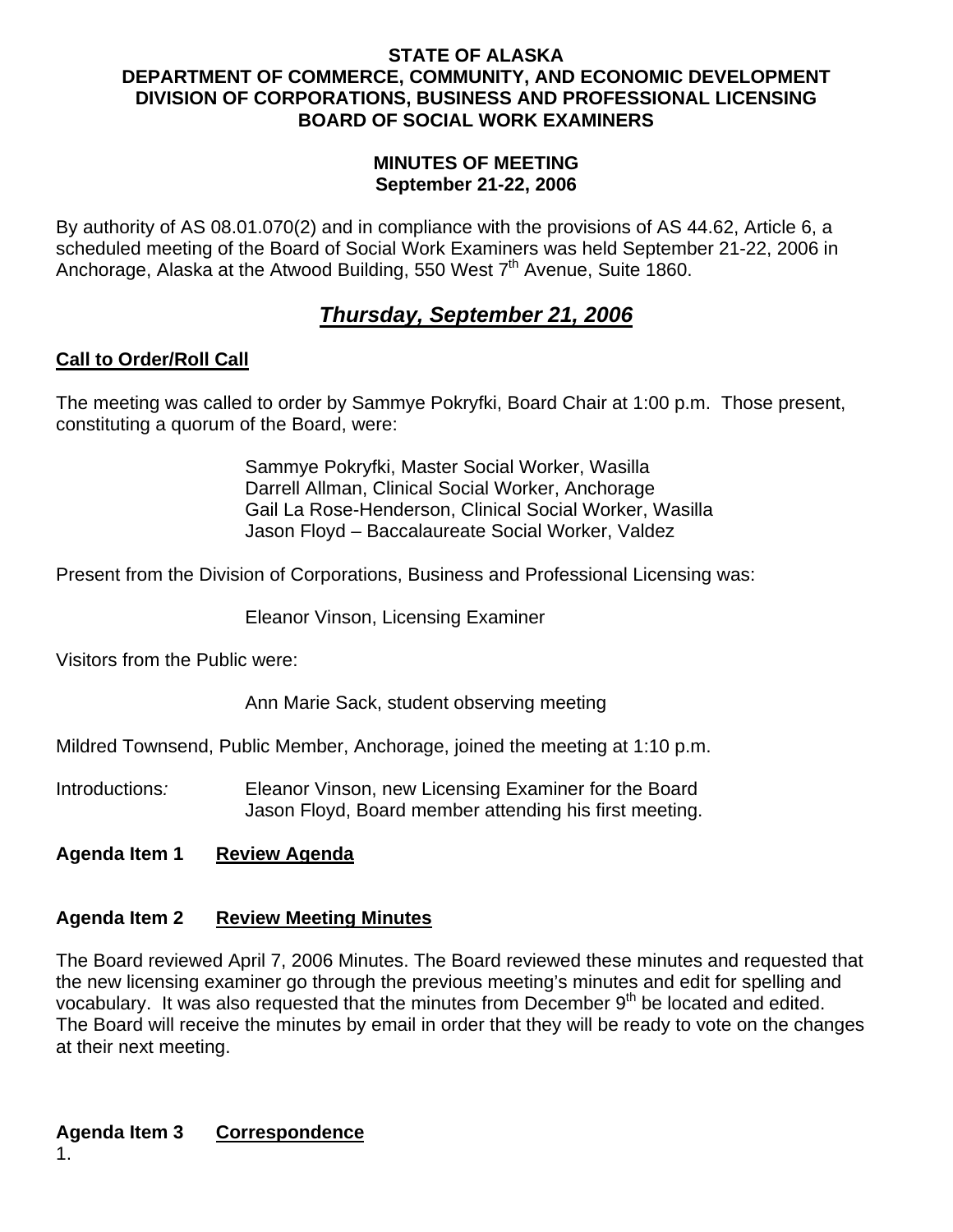**STATE OF ALASKA**
**DEPARTMENT OF COMMERCE, COMMUNITY, AND ECONOMIC DEVELOPMENT**
**DIVISION OF CORPORATIONS, BUSINESS AND PROFESSIONAL LICENSING**
**BOARD OF SOCIAL WORK EXAMINERS**

**MINUTES OF MEETING**
**September 21-22, 2006**

By authority of AS 08.01.070(2) and in compliance with the provisions of AS 44.62, Article 6, a scheduled meeting of the Board of Social Work Examiners was held September 21-22, 2006 in Anchorage, Alaska at the Atwood Building, 550 West 7th Avenue, Suite 1860.

## ***Thursday, September 21, 2006***

**Call to Order/Roll Call**

The meeting was called to order by Sammye Pokryfki, Board Chair at 1:00 p.m. Those present, constituting a quorum of the Board, were:

Sammye Pokryfki, Master Social Worker, Wasilla
Darrell Allman, Clinical Social Worker, Anchorage
Gail La Rose-Henderson, Clinical Social Worker, Wasilla
Jason Floyd – Baccalaureate Social Worker, Valdez

Present from the Division of Corporations, Business and Professional Licensing was:

Eleanor Vinson, Licensing Examiner

Visitors from the Public were:

Ann Marie Sack, student observing meeting

Mildred Townsend, Public Member, Anchorage, joined the meeting at 1:10 p.m.

Introductions*:* Eleanor Vinson, new Licensing Examiner for the Board
Jason Floyd, Board member attending his first meeting.

**Agenda Item 1 Review Agenda**

**Agenda Item 2 Review Meeting Minutes**

The Board reviewed April 7, 2006 Minutes. The Board reviewed these minutes and requested that the new licensing examiner go through the previous meeting's minutes and edit for spelling and vocabulary. It was also requested that the minutes from December 9th be located and edited. The Board will receive the minutes by email in order that they will be ready to vote on the changes at their next meeting.

**Agenda Item 3 Correspondence**

1.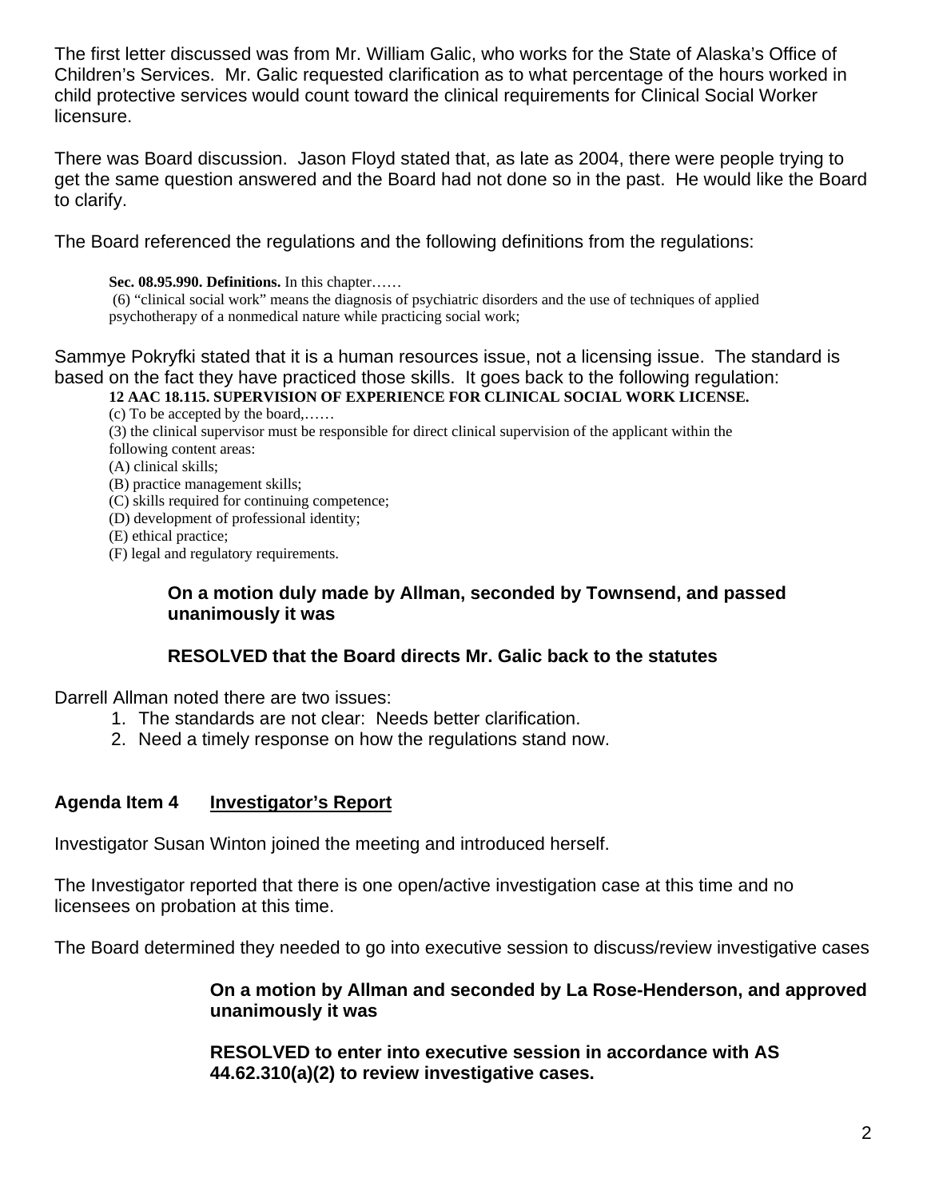The first letter discussed was from Mr. William Galic, who works for the State of Alaska's Office of Children's Services. Mr. Galic requested clarification as to what percentage of the hours worked in child protective services would count toward the clinical requirements for Clinical Social Worker licensure.

There was Board discussion. Jason Floyd stated that, as late as 2004, there were people trying to get the same question answered and the Board had not done so in the past. He would like the Board to clarify.

The Board referenced the regulations and the following definitions from the regulations:

> **Sec. 08.95.990. Definitions.** In this chapter……
> (6) "clinical social work" means the diagnosis of psychiatric disorders and the use of techniques of applied psychotherapy of a nonmedical nature while practicing social work;

Sammye Pokryfki stated that it is a human resources issue, not a licensing issue. The standard is based on the fact they have practiced those skills. It goes back to the following regulation:

> **12 AAC 18.115. SUPERVISION OF EXPERIENCE FOR CLINICAL SOCIAL WORK LICENSE.**
> (c) To be accepted by the board,……
> (3) the clinical supervisor must be responsible for direct clinical supervision of the applicant within the following content areas:
> (A) clinical skills;
> (B) practice management skills;
> (C) skills required for continuing competence;
> (D) development of professional identity;
> (E) ethical practice;
> (F) legal and regulatory requirements.

**On a motion duly made by Allman, seconded by Townsend, and passed unanimously it was**

**RESOLVED that the Board directs Mr. Galic back to the statutes**

Darrell Allman noted there are two issues:

1. The standards are not clear: Needs better clarification.
2. Need a timely response on how the regulations stand now.

## Agenda Item 4 Investigator's Report

Investigator Susan Winton joined the meeting and introduced herself.

The Investigator reported that there is one open/active investigation case at this time and no licensees on probation at this time.

The Board determined they needed to go into executive session to discuss/review investigative cases

**On a motion by Allman and seconded by La Rose-Henderson, and approved unanimously it was**

**RESOLVED to enter into executive session in accordance with AS 44.62.310(a)(2) to review investigative cases.**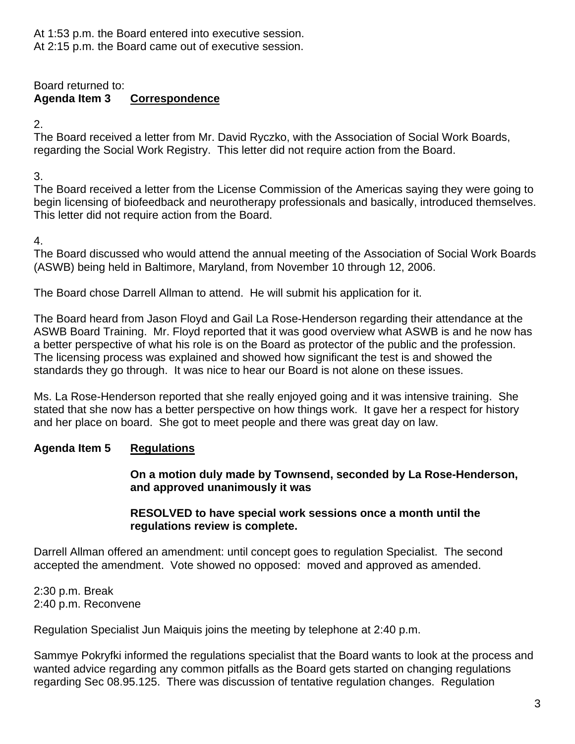At 1:53 p.m. the Board entered into executive session.
At 2:15 p.m. the Board came out of executive session.

Board returned to:
**Agenda Item 3 Correspondence**

2.
The Board received a letter from Mr. David Ryczko, with the Association of Social Work Boards, regarding the Social Work Registry. This letter did not require action from the Board.

3.
The Board received a letter from the License Commission of the Americas saying they were going to begin licensing of biofeedback and neurotherapy professionals and basically, introduced themselves. This letter did not require action from the Board.

4.
The Board discussed who would attend the annual meeting of the Association of Social Work Boards (ASWB) being held in Baltimore, Maryland, from November 10 through 12, 2006.

The Board chose Darrell Allman to attend. He will submit his application for it.

The Board heard from Jason Floyd and Gail La Rose-Henderson regarding their attendance at the ASWB Board Training. Mr. Floyd reported that it was good overview what ASWB is and he now has a better perspective of what his role is on the Board as protector of the public and the profession. The licensing process was explained and showed how significant the test is and showed the standards they go through. It was nice to hear our Board is not alone on these issues.

Ms. La Rose-Henderson reported that she really enjoyed going and it was intensive training. She stated that she now has a better perspective on how things work. It gave her a respect for history and her place on board. She got to meet people and there was great day on law.

**Agenda Item 5 Regulations**

**On a motion duly made by Townsend, seconded by La Rose-Henderson, and approved unanimously it was**

**RESOLVED to have special work sessions once a month until the regulations review is complete.**

Darrell Allman offered an amendment: until concept goes to regulation Specialist. The second accepted the amendment. Vote showed no opposed: moved and approved as amended.

2:30 p.m. Break
2:40 p.m. Reconvene

Regulation Specialist Jun Maiquis joins the meeting by telephone at 2:40 p.m.

Sammye Pokryfki informed the regulations specialist that the Board wants to look at the process and wanted advice regarding any common pitfalls as the Board gets started on changing regulations regarding Sec 08.95.125. There was discussion of tentative regulation changes. Regulation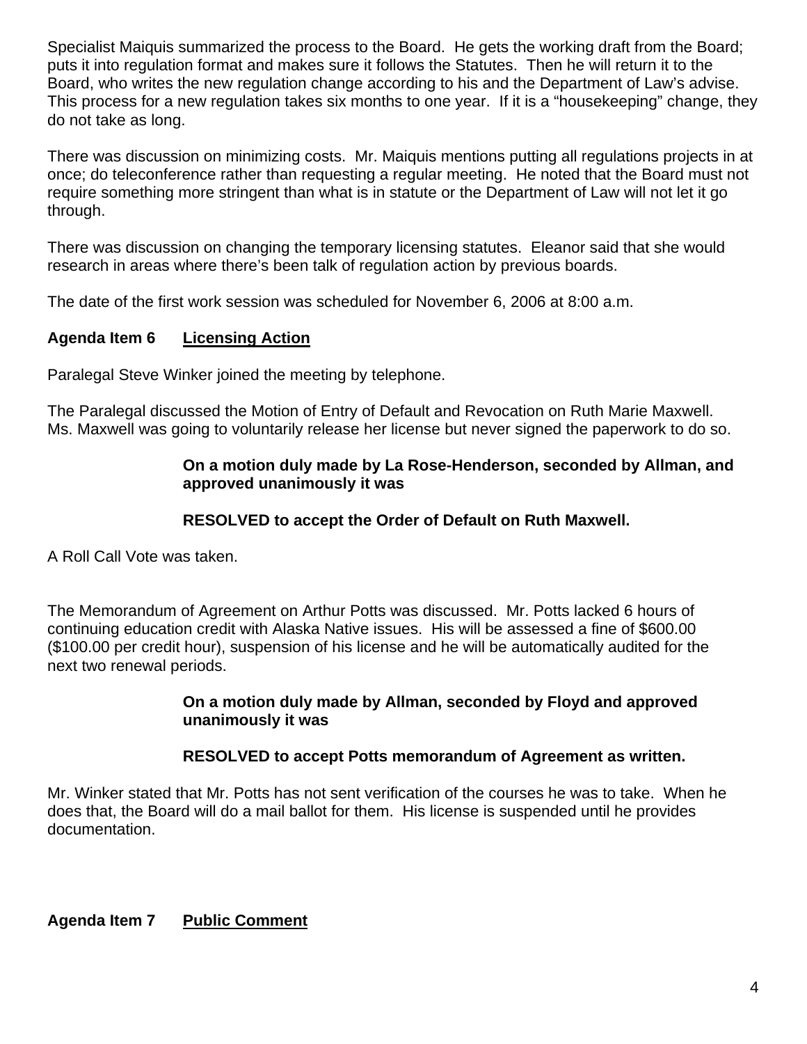Specialist Maiquis summarized the process to the Board. He gets the working draft from the Board; puts it into regulation format and makes sure it follows the Statutes. Then he will return it to the Board, who writes the new regulation change according to his and the Department of Law's advise. This process for a new regulation takes six months to one year. If it is a "housekeeping" change, they do not take as long.

There was discussion on minimizing costs. Mr. Maiquis mentions putting all regulations projects in at once; do teleconference rather than requesting a regular meeting. He noted that the Board must not require something more stringent than what is in statute or the Department of Law will not let it go through.

There was discussion on changing the temporary licensing statutes. Eleanor said that she would research in areas where there's been talk of regulation action by previous boards.

The date of the first work session was scheduled for November 6, 2006 at 8:00 a.m.

**Agenda Item 6 Licensing Action**

Paralegal Steve Winker joined the meeting by telephone.

The Paralegal discussed the Motion of Entry of Default and Revocation on Ruth Marie Maxwell. Ms. Maxwell was going to voluntarily release her license but never signed the paperwork to do so.

> **On a motion duly made by La Rose-Henderson, seconded by Allman, and approved unanimously it was**
>
> **RESOLVED to accept the Order of Default on Ruth Maxwell.**

A Roll Call Vote was taken.

The Memorandum of Agreement on Arthur Potts was discussed. Mr. Potts lacked 6 hours of continuing education credit with Alaska Native issues. His will be assessed a fine of $600.00 ($100.00 per credit hour), suspension of his license and he will be automatically audited for the next two renewal periods.

> **On a motion duly made by Allman, seconded by Floyd and approved unanimously it was**
>
> **RESOLVED to accept Potts memorandum of Agreement as written.**

Mr. Winker stated that Mr. Potts has not sent verification of the courses he was to take. When he does that, the Board will do a mail ballot for them. His license is suspended until he provides documentation.

**Agenda Item 7 Public Comment**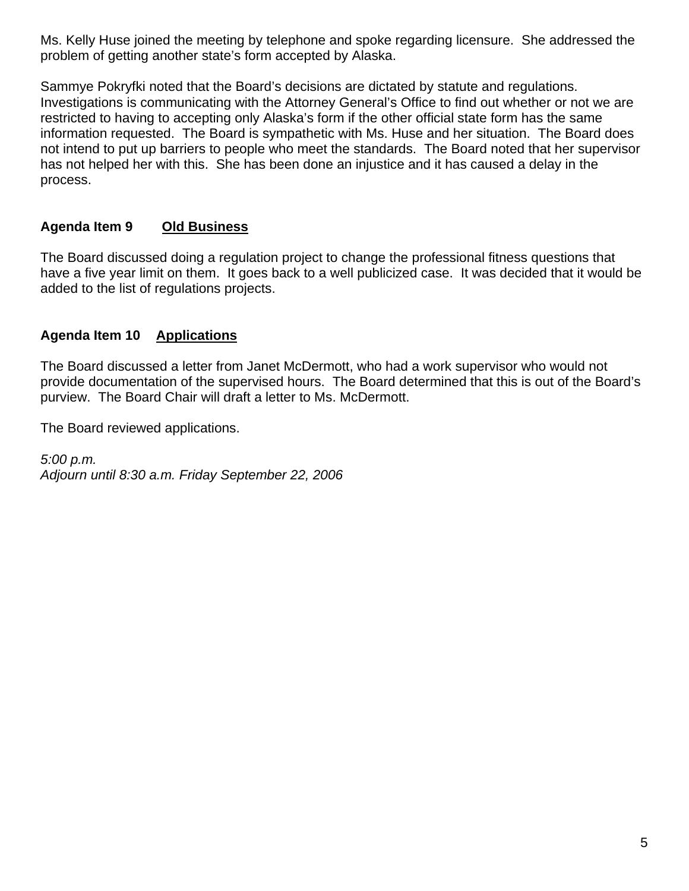Ms. Kelly Huse joined the meeting by telephone and spoke regarding licensure. She addressed the problem of getting another state's form accepted by Alaska.

Sammye Pokryfki noted that the Board's decisions are dictated by statute and regulations. Investigations is communicating with the Attorney General's Office to find out whether or not we are restricted to having to accepting only Alaska's form if the other official state form has the same information requested. The Board is sympathetic with Ms. Huse and her situation. The Board does not intend to put up barriers to people who meet the standards. The Board noted that her supervisor has not helped her with this. She has been done an injustice and it has caused a delay in the process.

**Agenda Item 9 <u>Old Business</u>**

The Board discussed doing a regulation project to change the professional fitness questions that have a five year limit on them. It goes back to a well publicized case. It was decided that it would be added to the list of regulations projects.

**Agenda Item 10 <u>Applications</u>**

The Board discussed a letter from Janet McDermott, who had a work supervisor who would not provide documentation of the supervised hours. The Board determined that this is out of the Board's purview. The Board Chair will draft a letter to Ms. McDermott.

The Board reviewed applications.

*5:00 p.m.*
*Adjourn until 8:30 a.m. Friday September 22, 2006*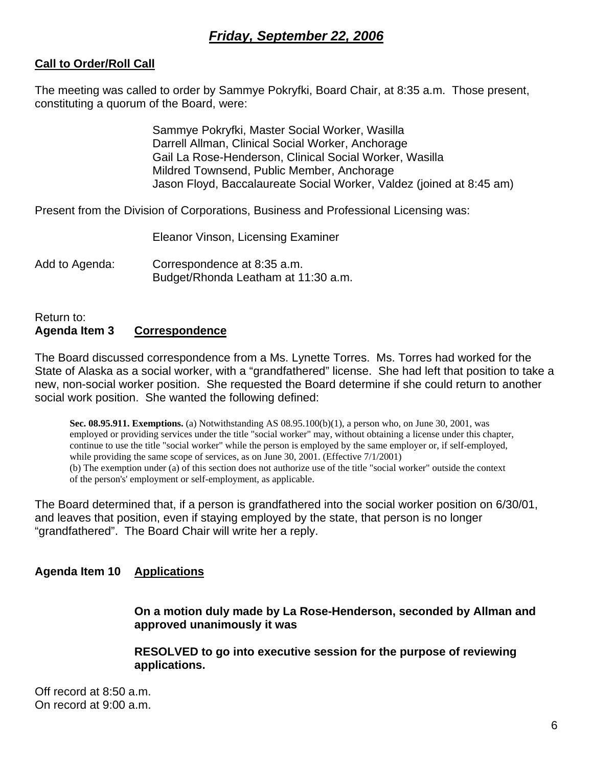# *Friday, September 22, 2006*

**Call to Order/Roll Call**

The meeting was called to order by Sammye Pokryfki, Board Chair, at 8:35 a.m. Those present, constituting a quorum of the Board, were:

> Sammye Pokryfki, Master Social Worker, Wasilla
> Darrell Allman, Clinical Social Worker, Anchorage
> Gail La Rose-Henderson, Clinical Social Worker, Wasilla
> Mildred Townsend, Public Member, Anchorage
> Jason Floyd, Baccalaureate Social Worker, Valdez (joined at 8:45 am)

Present from the Division of Corporations, Business and Professional Licensing was:

> Eleanor Vinson, Licensing Examiner

Add to Agenda: Correspondence at 8:35 a.m.
Budget/Rhonda Leatham at 11:30 a.m.

Return to:
**Agenda Item 3 Correspondence**

The Board discussed correspondence from a Ms. Lynette Torres. Ms. Torres had worked for the State of Alaska as a social worker, with a "grandfathered" license. She had left that position to take a new, non-social worker position. She requested the Board determine if she could return to another social work position. She wanted the following defined:

> **Sec. 08.95.911. Exemptions.** (a) Notwithstanding AS 08.95.100(b)(1), a person who, on June 30, 2001, was employed or providing services under the title "social worker" may, without obtaining a license under this chapter, continue to use the title "social worker" while the person is employed by the same employer or, if self-employed, while providing the same scope of services, as on June 30, 2001. (Effective 7/1/2001)
> (b) The exemption under (a) of this section does not authorize use of the title "social worker" outside the context of the person's' employment or self-employment, as applicable.

The Board determined that, if a person is grandfathered into the social worker position on 6/30/01, and leaves that position, even if staying employed by the state, that person is no longer "grandfathered". The Board Chair will write her a reply.

**Agenda Item 10 Applications**

> **On a motion duly made by La Rose-Henderson, seconded by Allman and approved unanimously it was**
>
> **RESOLVED to go into executive session for the purpose of reviewing applications.**

Off record at 8:50 a.m.
On record at 9:00 a.m.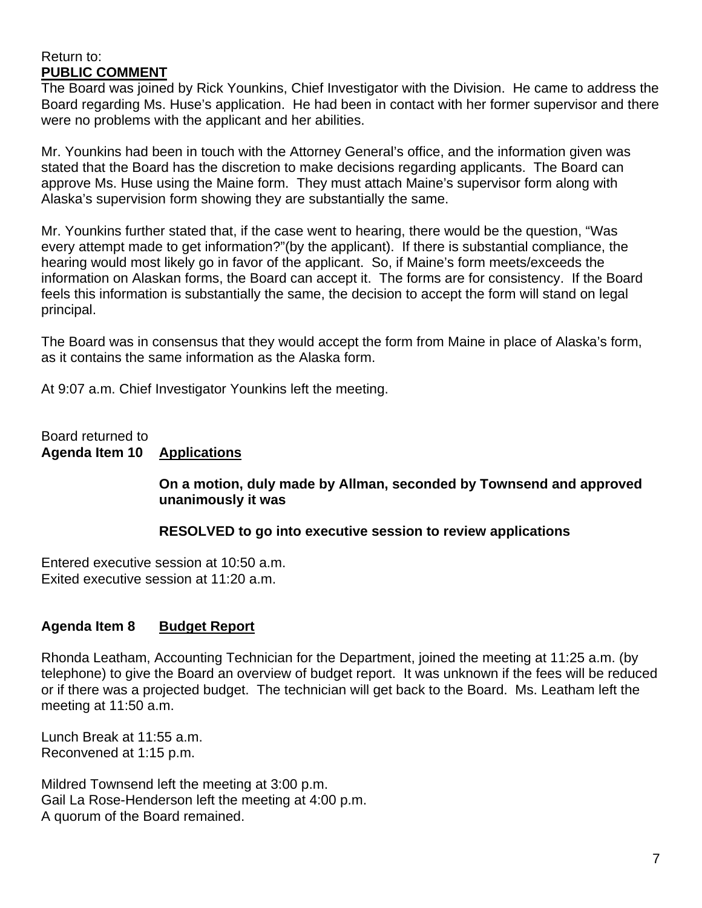Return to:
**PUBLIC COMMENT**
The Board was joined by Rick Younkins, Chief Investigator with the Division. He came to address the Board regarding Ms. Huse's application. He had been in contact with her former supervisor and there were no problems with the applicant and her abilities.

Mr. Younkins had been in touch with the Attorney General's office, and the information given was stated that the Board has the discretion to make decisions regarding applicants. The Board can approve Ms. Huse using the Maine form. They must attach Maine's supervisor form along with Alaska's supervision form showing they are substantially the same.

Mr. Younkins further stated that, if the case went to hearing, there would be the question, "Was every attempt made to get information?"(by the applicant). If there is substantial compliance, the hearing would most likely go in favor of the applicant. So, if Maine's form meets/exceeds the information on Alaskan forms, the Board can accept it. The forms are for consistency. If the Board feels this information is substantially the same, the decision to accept the form will stand on legal principal.

The Board was in consensus that they would accept the form from Maine in place of Alaska's form, as it contains the same information as the Alaska form.

At 9:07 a.m. Chief Investigator Younkins left the meeting.

Board returned to
**Agenda Item 10 Applications**

> **On a motion, duly made by Allman, seconded by Townsend and approved unanimously it was**
>
> **RESOLVED to go into executive session to review applications**

Entered executive session at 10:50 a.m.
Exited executive session at 11:20 a.m.

**Agenda Item 8 Budget Report**

Rhonda Leatham, Accounting Technician for the Department, joined the meeting at 11:25 a.m. (by telephone) to give the Board an overview of budget report. It was unknown if the fees will be reduced or if there was a projected budget. The technician will get back to the Board. Ms. Leatham left the meeting at 11:50 a.m.

Lunch Break at 11:55 a.m.
Reconvened at 1:15 p.m.

Mildred Townsend left the meeting at 3:00 p.m.
Gail La Rose-Henderson left the meeting at 4:00 p.m.
A quorum of the Board remained.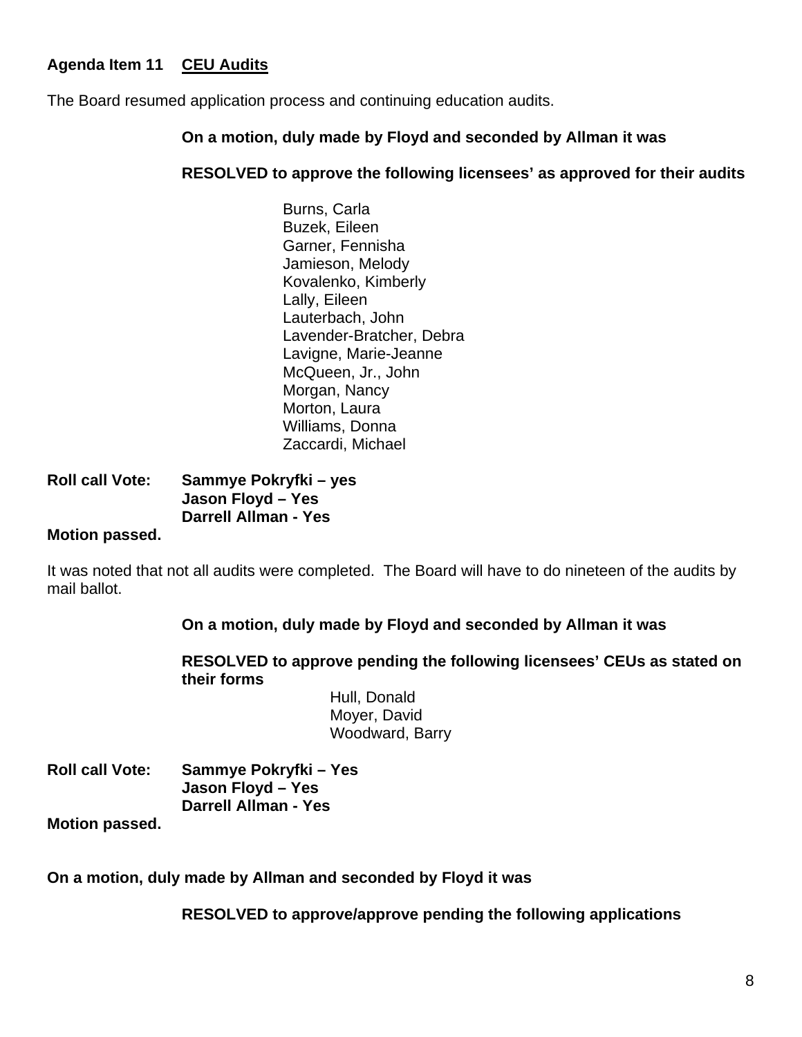**Agenda Item 11 CEU Audits**

The Board resumed application process and continuing education audits.

**On a motion, duly made by Floyd and seconded by Allman it was**

**RESOLVED to approve the following licensees' as approved for their audits**

Burns, Carla
Buzek, Eileen
Garner, Fennisha
Jamieson, Melody
Kovalenko, Kimberly
Lally, Eileen
Lauterbach, John
Lavender-Bratcher, Debra
Lavigne, Marie-Jeanne
McQueen, Jr., John
Morgan, Nancy
Morton, Laura
Williams, Donna
Zaccardi, Michael

**Roll call Vote: Sammye Pokryfki – yes**
**Jason Floyd – Yes**
**Darrell Allman - Yes**

**Motion passed.**

It was noted that not all audits were completed. The Board will have to do nineteen of the audits by mail ballot.

**On a motion, duly made by Floyd and seconded by Allman it was**

**RESOLVED to approve pending the following licensees' CEUs as stated on their forms**

Hull, Donald
Moyer, David
Woodward, Barry

**Roll call Vote: Sammye Pokryfki – Yes**
**Jason Floyd – Yes**
**Darrell Allman - Yes**

**Motion passed.**

**On a motion, duly made by Allman and seconded by Floyd it was**

**RESOLVED to approve/approve pending the following applications**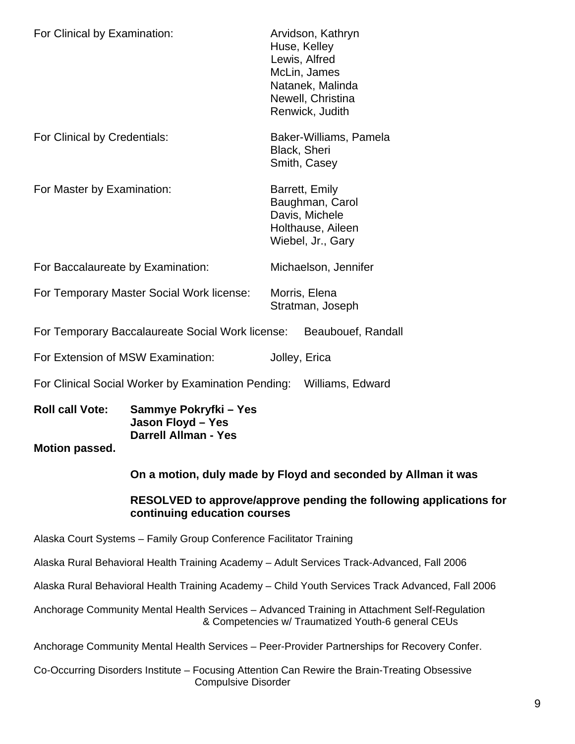For Clinical by Examination: Arvidson, Kathryn
Huse, Kelley
Lewis, Alfred
McLin, James
Natanek, Malinda
Newell, Christina
Renwick, Judith

For Clinical by Credentials: Baker-Williams, Pamela
Black, Sheri
Smith, Casey

For Master by Examination: Barrett, Emily
Baughman, Carol
Davis, Michele
Holthause, Aileen
Wiebel, Jr., Gary

For Baccalaureate by Examination: Michaelson, Jennifer

For Temporary Master Social Work license: Morris, Elena
Stratman, Joseph

For Temporary Baccalaureate Social Work license: Beaubouef, Randall

For Extension of MSW Examination: Jolley, Erica

For Clinical Social Worker by Examination Pending: Williams, Edward

**Roll call Vote:** **Sammye Pokryfki – Yes**
**Jason Floyd – Yes**
**Darrell Allman - Yes**

**Motion passed.**

**On a motion, duly made by Floyd and seconded by Allman it was**

**RESOLVED to approve/approve pending the following applications for continuing education courses**

Alaska Court Systems – Family Group Conference Facilitator Training

Alaska Rural Behavioral Health Training Academy – Adult Services Track-Advanced, Fall 2006

Alaska Rural Behavioral Health Training Academy – Child Youth Services Track Advanced, Fall 2006

Anchorage Community Mental Health Services – Advanced Training in Attachment Self-Regulation & Competencies w/ Traumatized Youth-6 general CEUs

Anchorage Community Mental Health Services – Peer-Provider Partnerships for Recovery Confer.

Co-Occurring Disorders Institute – Focusing Attention Can Rewire the Brain-Treating Obsessive Compulsive Disorder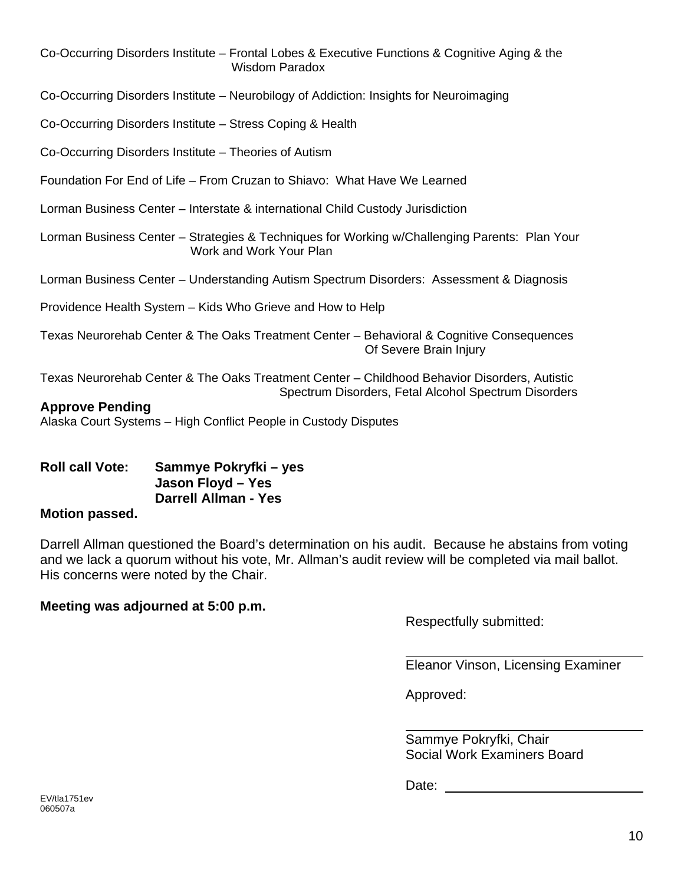Co-Occurring Disorders Institute – Frontal Lobes & Executive Functions & Cognitive Aging & the Wisdom Paradox

Co-Occurring Disorders Institute – Neurobilogy of Addiction: Insights for Neuroimaging

Co-Occurring Disorders Institute – Stress Coping & Health

Co-Occurring Disorders Institute – Theories of Autism

Foundation For End of Life – From Cruzan to Shiavo: What Have We Learned

Lorman Business Center – Interstate & international Child Custody Jurisdiction

Lorman Business Center – Strategies & Techniques for Working w/Challenging Parents: Plan Your Work and Work Your Plan

Lorman Business Center – Understanding Autism Spectrum Disorders: Assessment & Diagnosis

Providence Health System – Kids Who Grieve and How to Help

Texas Neurorehab Center & The Oaks Treatment Center – Behavioral & Cognitive Consequences Of Severe Brain Injury

Texas Neurorehab Center & The Oaks Treatment Center – Childhood Behavior Disorders, Autistic Spectrum Disorders, Fetal Alcohol Spectrum Disorders

**Approve Pending**

Alaska Court Systems – High Conflict People in Custody Disputes

**Roll call Vote:** **Sammye Pokryfki – yes**
**Jason Floyd – Yes**
**Darrell Allman - Yes**

**Motion passed.**

Darrell Allman questioned the Board's determination on his audit. Because he abstains from voting and we lack a quorum without his vote, Mr. Allman's audit review will be completed via mail ballot. His concerns were noted by the Chair.

**Meeting was adjourned at 5:00 p.m.**

Respectfully submitted:

\_\_\_\_\_\_\_\_\_\_\_\_\_\_\_\_\_\_\_\_\_\_\_\_\_\_\_\_\_\_
Eleanor Vinson, Licensing Examiner

Approved:

\_\_\_\_\_\_\_\_\_\_\_\_\_\_\_\_\_\_\_\_\_\_\_\_\_\_\_\_\_\_
Sammye Pokryfki, Chair
Social Work Examiners Board

Date: \_\_\_\_\_\_\_\_\_\_\_\_\_\_\_\_\_\_\_\_\_\_\_\_

EV/tla1751ev
060507a